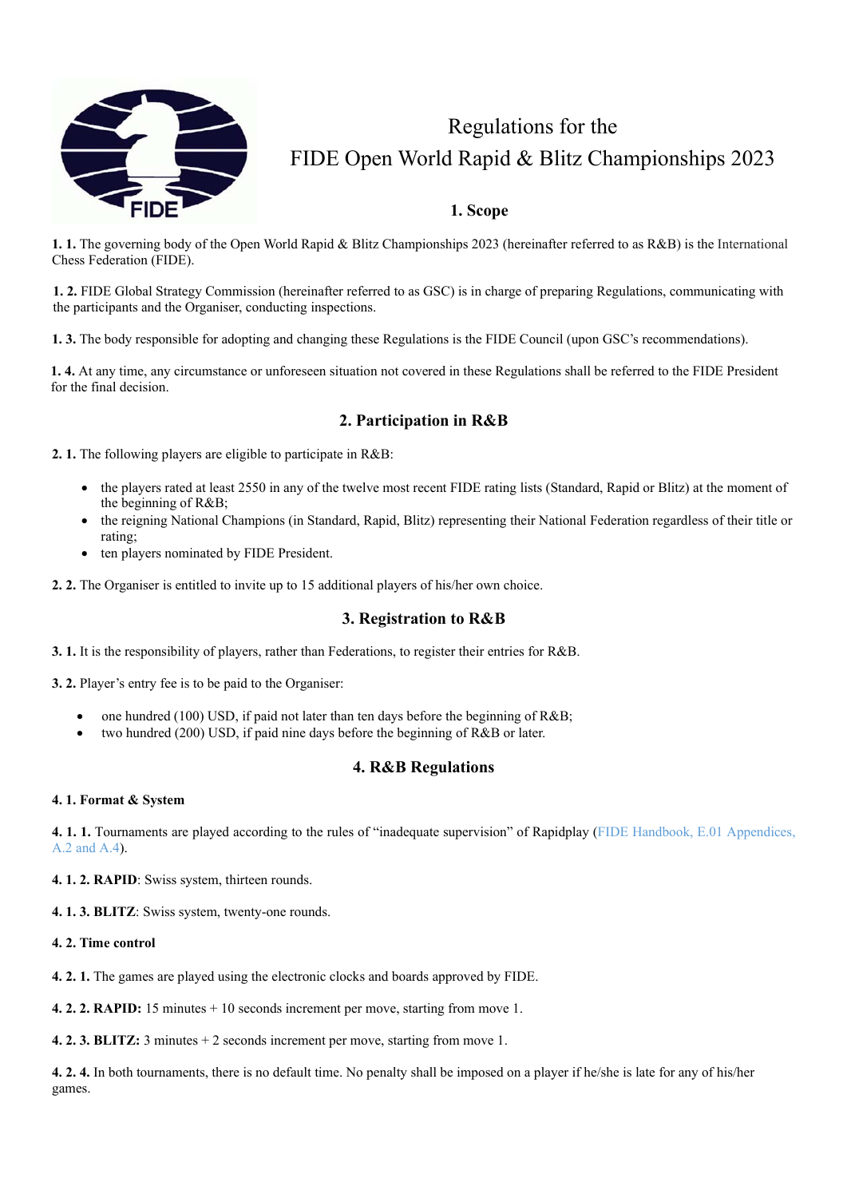# Regulations for the FIDE Open World Rapid & Blitz Championships 2023

## 1. Scope

**1. 1.** The governing body of the Open World Rapid & Blitz Championships 2023 (hereinafter referred to as R&B) is the International Chess Federation (FIDE).

**1. 2.** FIDE Global Strategy Commission (hereinafter referred to as GSC) is in charge of preparing Regulations, communicating with the participants and the Organiser, conducting inspections.

**1. 3.** The body responsible for adopting and changing these Regulations is the FIDE Council (upon GSC's recommendations).

**1. 4.** At any time, any circumstance or unforeseen situation not covered in these Regulations shall be referred to the FIDE President for the final decision.

## 2. Participation in R&B

**2. 1.** The following players are eligible to participate in R&B:

- the players rated at least 2550 in any of the twelve most recent FIDE rating lists (Standard, Rapid or Blitz) at the moment of the beginning of R&B;
- the reigning National Champions (in Standard, Rapid, Blitz) representing their National Federation regardless of their title or rating;
- ten players nominated by FIDE President.

**2. 2.** The Organiser is entitled to invite up to 15 additional players of his/her own choice.

## 3. Registration to R&B

**3. 1.** It is the responsibility of players, rather than Federations, to register their entries for R&B.

**3. 2.** Player's entry fee is to be paid to the Organiser:

- one hundred (100) USD, if paid not later than ten days before the beginning of R&B;
- two hundred (200) USD, if paid nine days before the beginning of R&B or later.

## 4. R&B Regulations

**4. 1. Format & System**

**4. 1. 1.** Tournaments are played according to the rules of "inadequate supervision" of Rapidplay (FIDE Handbook, E.01 Appendices, A.2 and A.4).

**4. 1. 2. RAPID**: Swiss system, thirteen rounds.

**4. 1. 3. BLITZ**: Swiss system, twenty-one rounds.

**4. 2. Time control**

**4. 2. 1.** The games are played using the electronic clocks and boards approved by FIDE.

**4. 2. 2. RAPID:** 15 minutes + 10 seconds increment per move, starting from move 1.

**4. 2. 3. BLITZ:** 3 minutes + 2 seconds increment per move, starting from move 1.

**4. 2. 4.** In both tournaments, there is no default time. No penalty shall be imposed on a player if he/she is late for any of his/her games.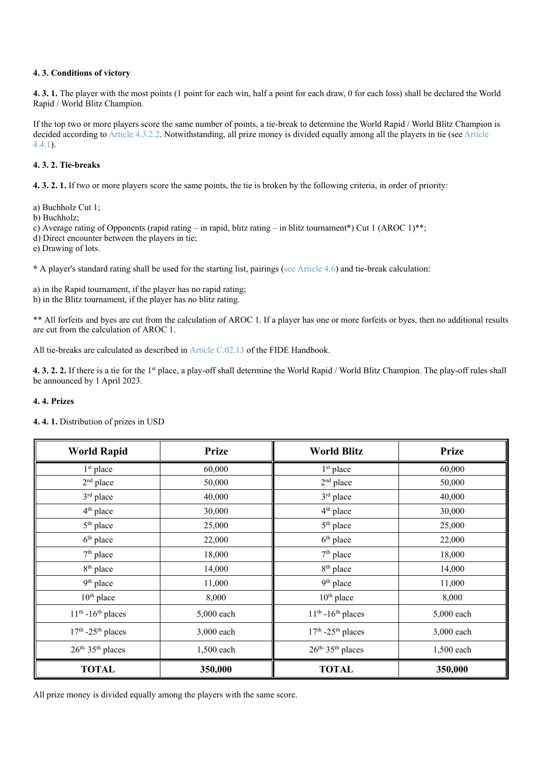**4. 3. Conditions of victory**

**4. 3. 1.** The player with the most points (1 point for each win, half a point for each draw, 0 for each loss) shall be declared the World Rapid / World Blitz Champion.

If the top two or more players score the same number of points, a tie-break to determine the World Rapid / World Blitz Champion is decided according to Article 4.3.2.2. Notwithstanding, all prize money is divided equally among all the players in tie (see Article 4.4.1).

**4. 3. 2. Tie-breaks**

**4. 3. 2. 1.** If two or more players score the same points, the tie is broken by the following criteria, in order of priority:

a) Buchholz Cut 1;
b) Buchholz;
c) Average rating of Opponents (rapid rating – in rapid, blitz rating – in blitz tournament*) Cut 1 (AROC 1)**;
d) Direct encounter between the players in tie;
e) Drawing of lots.

**\*** A player's standard rating shall be used for the starting list, pairings (see Article 4.6) and tie-break calculation:

a) in the Rapid tournament, if the player has no rapid rating;
b) in the Blitz tournament, if the player has no blitz rating.

** All forfeits and byes are cut from the calculation of AROC 1. If a player has one or more forfeits or byes, then no additional results are cut from the calculation of AROC 1.

All tie-breaks are calculated as described in Article C.02.13 of the FIDE Handbook.

**4. 3. 2. 2.** If there is a tie for the 1st place, a play-off shall determine the World Rapid / World Blitz Champion. The play-off rules shall be announced by 1 April 2023.

**4. 4. Prizes**

**4. 4. 1.** Distribution of prizes in USD

| World Rapid | Prize | World Blitz | Prize |
|---|---|---|---|
| 1st place | 60,000 | 1st place | 60,000 |
| 2nd place | 50,000 | 2nd place | 50,000 |
| 3rd place | 40,000 | 3rd place | 40,000 |
| 4th place | 30,000 | 4th place | 30,000 |
| 5th place | 25,000 | 5th place | 25,000 |
| 6th place | 22,000 | 6th place | 22,000 |
| 7th place | 18,000 | 7th place | 18,000 |
| 8th place | 14,000 | 8th place | 14,000 |
| 9th place | 11,000 | 9th place | 11,000 |
| 10th place | 8,000 | 10th place | 8,000 |
| 11th -16th places | 5,000 each | 11th -16th places | 5,000 each |
| 17th -25th places | 3,000 each | 17th -25th places | 3,000 each |
| 26th- 35th places | 1,500 each | 26th- 35th places | 1,500 each |
| **TOTAL** | **350,000** | **TOTAL** | **350,000** |

All prize money is divided equally among the players with the same score.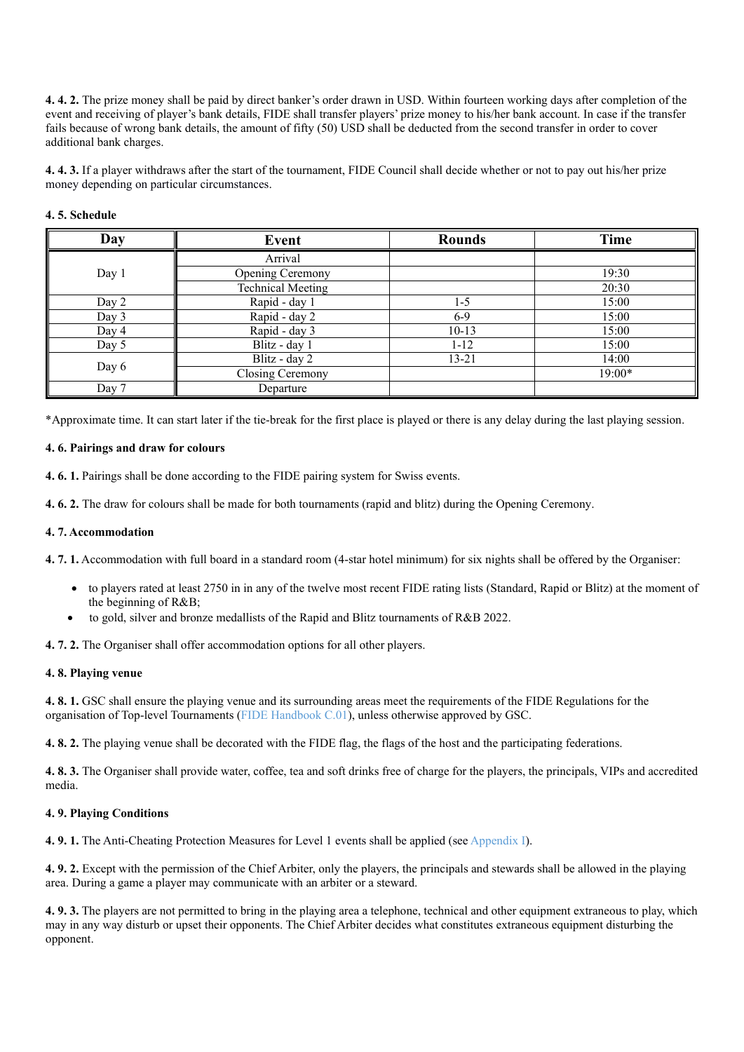**4. 4. 2.** The prize money shall be paid by direct banker's order drawn in USD. Within fourteen working days after completion of the event and receiving of player's bank details, FIDE shall transfer players' prize money to his/her bank account. In case if the transfer fails because of wrong bank details, the amount of fifty (50) USD shall be deducted from the second transfer in order to cover additional bank charges.

**4. 4. 3.** If a player withdraws after the start of the tournament, FIDE Council shall decide whether or not to pay out his/her prize money depending on particular circumstances.

**4. 5. Schedule**

| Day | Event | Rounds | Time |
|---|---|---|---|
| Day 1 | Arrival | | |
| | Opening Ceremony | | 19:30 |
| | Technical Meeting | | 20:30 |
| Day 2 | Rapid - day 1 | 1-5 | 15:00 |
| Day 3 | Rapid - day 2 | 6-9 | 15:00 |
| Day 4 | Rapid - day 3 | 10-13 | 15:00 |
| Day 5 | Blitz - day 1 | 1-12 | 15:00 |
| Day 6 | Blitz - day 2 | 13-21 | 14:00 |
| | Closing Ceremony | | 19:00* |
| Day 7 | Departure | | |

*Approximate time. It can start later if the tie-break for the first place is played or there is any delay during the last playing session.

**4. 6. Pairings and draw for colours**

**4. 6. 1.** Pairings shall be done according to the FIDE pairing system for Swiss events.

**4. 6. 2.** The draw for colours shall be made for both tournaments (rapid and blitz) during the Opening Ceremony.

**4. 7. Accommodation**

**4. 7. 1.** Accommodation with full board in a standard room (4-star hotel minimum) for six nights shall be offered by the Organiser:

- to players rated at least 2750 in in any of the twelve most recent FIDE rating lists (Standard, Rapid or Blitz) at the moment of the beginning of R&B;
- to gold, silver and bronze medallists of the Rapid and Blitz tournaments of R&B 2022.

**4. 7. 2.** The Organiser shall offer accommodation options for all other players.

**4. 8. Playing venue**

**4. 8. 1.** GSC shall ensure the playing venue and its surrounding areas meet the requirements of the FIDE Regulations for the organisation of Top-level Tournaments (FIDE Handbook C.01), unless otherwise approved by GSC.

**4. 8. 2.** The playing venue shall be decorated with the FIDE flag, the flags of the host and the participating federations.

**4. 8. 3.** The Organiser shall provide water, coffee, tea and soft drinks free of charge for the players, the principals, VIPs and accredited media.

**4. 9. Playing Conditions**

**4. 9. 1.** The Anti-Cheating Protection Measures for Level 1 events shall be applied (see Appendix I).

**4. 9. 2.** Except with the permission of the Chief Arbiter, only the players, the principals and stewards shall be allowed in the playing area. During a game a player may communicate with an arbiter or a steward.

**4. 9. 3.** The players are not permitted to bring in the playing area a telephone, technical and other equipment extraneous to play, which may in any way disturb or upset their opponents. The Chief Arbiter decides what constitutes extraneous equipment disturbing the opponent.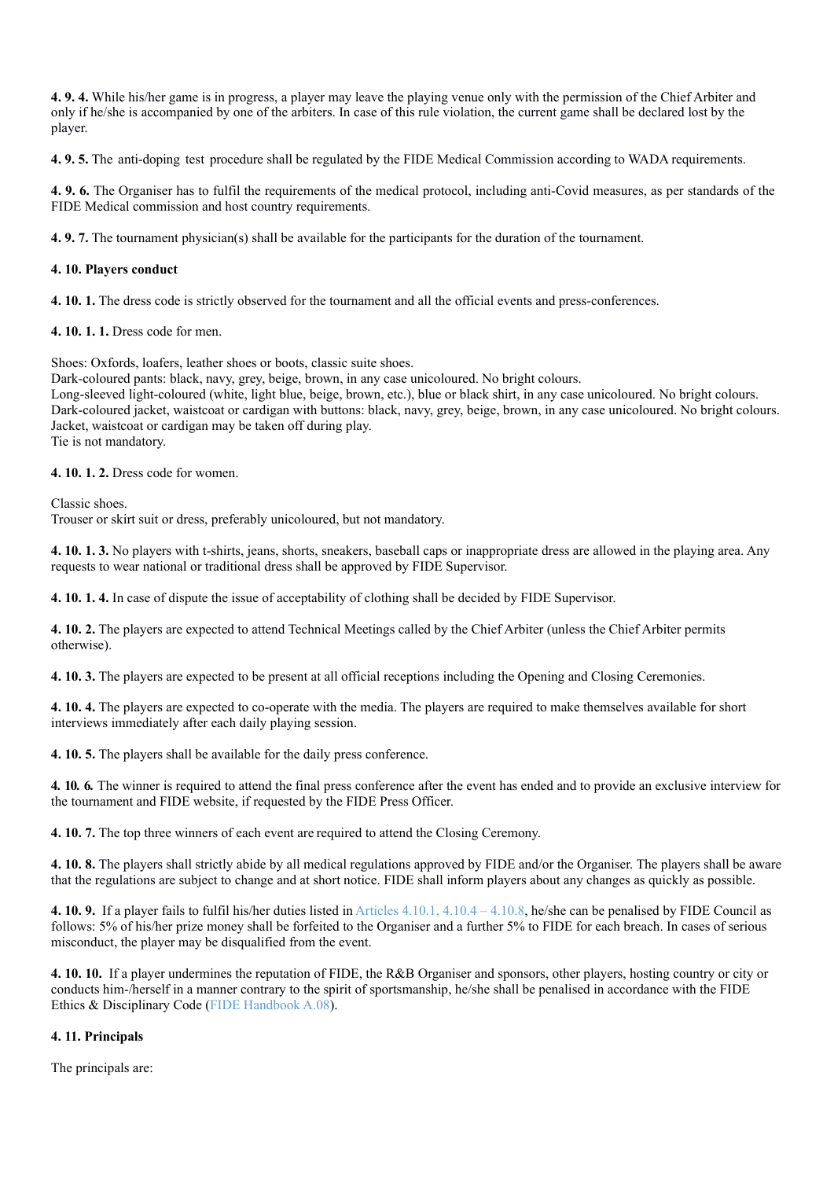**4. 9. 4.** While his/her game is in progress, a player may leave the playing venue only with the permission of the Chief Arbiter and only if he/she is accompanied by one of the arbiters. In case of this rule violation, the current game shall be declared lost by the player.

**4. 9. 5.** The anti-doping test procedure shall be regulated by the FIDE Medical Commission according to WADA requirements.

**4. 9. 6.** The Organiser has to fulfil the requirements of the medical protocol, including anti-Covid measures, as per standards of the FIDE Medical commission and host country requirements.

**4. 9. 7.** The tournament physician(s) shall be available for the participants for the duration of the tournament.

**4. 10. Players conduct**

**4. 10. 1.** The dress code is strictly observed for the tournament and all the official events and press-conferences.

**4. 10. 1. 1.** Dress code for men.

Shoes: Oxfords, loafers, leather shoes or boots, classic suite shoes.
Dark-coloured pants: black, navy, grey, beige, brown, in any case unicoloured. No bright colours.
Long-sleeved light-coloured (white, light blue, beige, brown, etc.), blue or black shirt, in any case unicoloured. No bright colours.
Dark-coloured jacket, waistcoat or cardigan with buttons: black, navy, grey, beige, brown, in any case unicoloured. No bright colours.
Jacket, waistcoat or cardigan may be taken off during play.
Tie is not mandatory.

**4. 10. 1. 2.** Dress code for women.

Classic shoes.
Trouser or skirt suit or dress, preferably unicoloured, but not mandatory.

**4. 10. 1. 3.** No players with t-shirts, jeans, shorts, sneakers, baseball caps or inappropriate dress are allowed in the playing area. Any requests to wear national or traditional dress shall be approved by FIDE Supervisor.

**4. 10. 1. 4.** In case of dispute the issue of acceptability of clothing shall be decided by FIDE Supervisor.

**4. 10. 2.** The players are expected to attend Technical Meetings called by the Chief Arbiter (unless the Chief Arbiter permits otherwise).

**4. 10. 3.** The players are expected to be present at all official receptions including the Opening and Closing Ceremonies.

**4. 10. 4.** The players are expected to co-operate with the media. The players are required to make themselves available for short interviews immediately after each daily playing session.

**4. 10. 5.** The players shall be available for the daily press conference.

***4. 10. 6.*** The winner is required to attend the final press conference after the event has ended and to provide an exclusive interview for the tournament and FIDE website, if requested by the FIDE Press Officer.

**4. 10. 7.** The top three winners of each event are required to attend the Closing Ceremony.

**4. 10. 8.** The players shall strictly abide by all medical regulations approved by FIDE and/or the Organiser. The players shall be aware that the regulations are subject to change and at short notice. FIDE shall inform players about any changes as quickly as possible.

**4. 10. 9.** If a player fails to fulfil his/her duties listed in Articles 4.10.1, 4.10.4 – 4.10.8, he/she can be penalised by FIDE Council as follows: 5% of his/her prize money shall be forfeited to the Organiser and a further 5% to FIDE for each breach. In cases of serious misconduct, the player may be disqualified from the event.

**4. 10. 10.** If a player undermines the reputation of FIDE, the R&B Organiser and sponsors, other players, hosting country or city or conducts him-/herself in a manner contrary to the spirit of sportsmanship, he/she shall be penalised in accordance with the FIDE Ethics & Disciplinary Code (FIDE Handbook A.08).

**4. 11. Principals**

The principals are: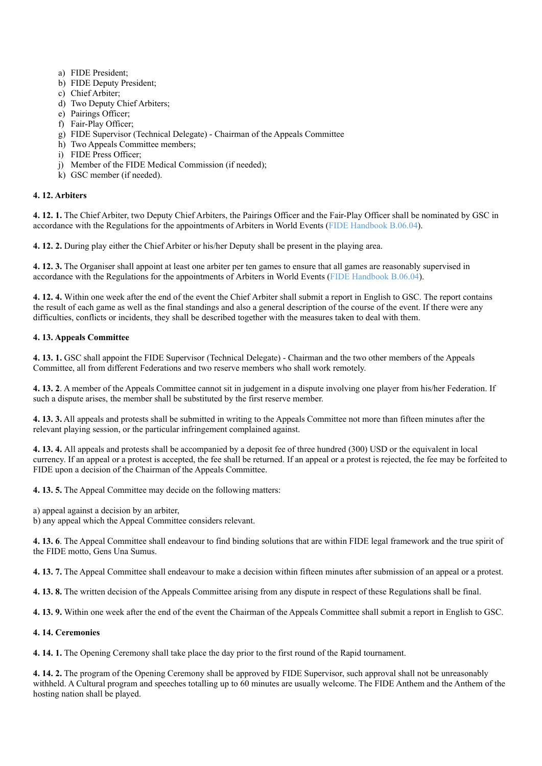a) FIDE President;
b) FIDE Deputy President;
c) Chief Arbiter;
d) Two Deputy Chief Arbiters;
e) Pairings Officer;
f) Fair-Play Officer;
g) FIDE Supervisor (Technical Delegate) - Chairman of the Appeals Committee
h) Two Appeals Committee members;
i) FIDE Press Officer;
j) Member of the FIDE Medical Commission (if needed);
k) GSC member (if needed).

**4. 12. Arbiters**

**4. 12. 1.** The Chief Arbiter, two Deputy Chief Arbiters, the Pairings Officer and the Fair-Play Officer shall be nominated by GSC in accordance with the Regulations for the appointments of Arbiters in World Events (FIDE Handbook B.06.04).

**4. 12. 2.** During play either the Chief Arbiter or his/her Deputy shall be present in the playing area.

**4. 12. 3.** The Organiser shall appoint at least one arbiter per ten games to ensure that all games are reasonably supervised in accordance with the Regulations for the appointments of Arbiters in World Events (FIDE Handbook B.06.04).

**4. 12. 4.** Within one week after the end of the event the Chief Arbiter shall submit a report in English to GSC. The report contains the result of each game as well as the final standings and also a general description of the course of the event. If there were any difficulties, conflicts or incidents, they shall be described together with the measures taken to deal with them.

**4. 13. Appeals Committee**

**4. 13. 1.** GSC shall appoint the FIDE Supervisor (Technical Delegate) - Chairman and the two other members of the Appeals Committee, all from different Federations and two reserve members who shall work remotely.

**4. 13. 2**. A member of the Appeals Committee cannot sit in judgement in a dispute involving one player from his/her Federation. If such a dispute arises, the member shall be substituted by the first reserve member.

**4. 13. 3.** All appeals and protests shall be submitted in writing to the Appeals Committee not more than fifteen minutes after the relevant playing session, or the particular infringement complained against.

**4. 13. 4.** All appeals and protests shall be accompanied by a deposit fee of three hundred (300) USD or the equivalent in local currency. If an appeal or a protest is accepted, the fee shall be returned. If an appeal or a protest is rejected, the fee may be forfeited to FIDE upon a decision of the Chairman of the Appeals Committee.

**4. 13. 5.** The Appeal Committee may decide on the following matters:

a) appeal against a decision by an arbiter,
b) any appeal which the Appeal Committee considers relevant.

**4. 13. 6**. The Appeal Committee shall endeavour to find binding solutions that are within FIDE legal framework and the true spirit of the FIDE motto, Gens Una Sumus.

**4. 13. 7.** The Appeal Committee shall endeavour to make a decision within fifteen minutes after submission of an appeal or a protest.

**4. 13. 8.** The written decision of the Appeals Committee arising from any dispute in respect of these Regulations shall be final.

**4. 13. 9.** Within one week after the end of the event the Chairman of the Appeals Committee shall submit a report in English to GSC.

**4. 14. Ceremonies**

**4. 14. 1.** The Opening Ceremony shall take place the day prior to the first round of the Rapid tournament.

**4. 14. 2.** The program of the Opening Ceremony shall be approved by FIDE Supervisor, such approval shall not be unreasonably withheld. A Cultural program and speeches totalling up to 60 minutes are usually welcome. The FIDE Anthem and the Anthem of the hosting nation shall be played.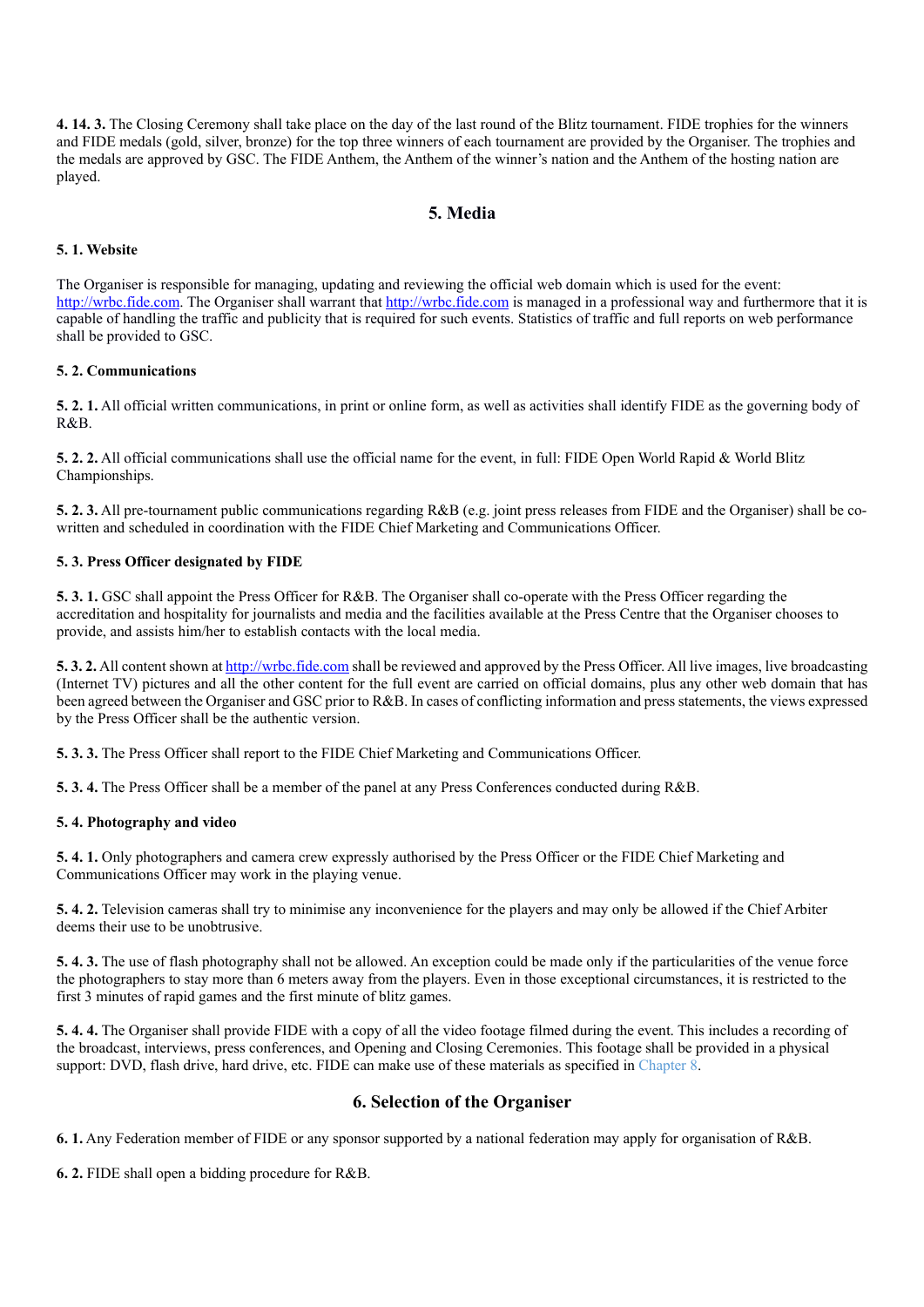**4. 14. 3.** The Closing Ceremony shall take place on the day of the last round of the Blitz tournament. FIDE trophies for the winners and FIDE medals (gold, silver, bronze) for the top three winners of each tournament are provided by the Organiser. The trophies and the medals are approved by GSC. The FIDE Anthem, the Anthem of the winner's nation and the Anthem of the hosting nation are played.

## 5. Media

### 5. 1. Website

The Organiser is responsible for managing, updating and reviewing the official web domain which is used for the event: [http://wrbc.fide.com](http://wrbc.fide.com). The Organiser shall warrant that [http://wrbc.fide.com](http://wrbc.fide.com) is managed in a professional way and furthermore that it is capable of handling the traffic and publicity that is required for such events. Statistics of traffic and full reports on web performance shall be provided to GSC.

### 5. 2. Communications

**5. 2. 1.** All official written communications, in print or online form, as well as activities shall identify FIDE as the governing body of R&B.

**5. 2. 2.** All official communications shall use the official name for the event, in full: FIDE Open World Rapid & World Blitz Championships.

**5. 2. 3.** All pre-tournament public communications regarding R&B (e.g. joint press releases from FIDE and the Organiser) shall be co-written and scheduled in coordination with the FIDE Chief Marketing and Communications Officer.

### 5. 3. Press Officer designated by FIDE

**5. 3. 1.** GSC shall appoint the Press Officer for R&B. The Organiser shall co-operate with the Press Officer regarding the accreditation and hospitality for journalists and media and the facilities available at the Press Centre that the Organiser chooses to provide, and assists him/her to establish contacts with the local media.

**5. 3. 2.** All content shown at [http://wrbc.fide.com](http://wrbc.fide.com) shall be reviewed and approved by the Press Officer. All live images, live broadcasting (Internet TV) pictures and all the other content for the full event are carried on official domains, plus any other web domain that has been agreed between the Organiser and GSC prior to R&B. In cases of conflicting information and press statements, the views expressed by the Press Officer shall be the authentic version.

**5. 3. 3.** The Press Officer shall report to the FIDE Chief Marketing and Communications Officer.

**5. 3. 4.** The Press Officer shall be a member of the panel at any Press Conferences conducted during R&B.

### 5. 4. Photography and video

**5. 4. 1.** Only photographers and camera crew expressly authorised by the Press Officer or the FIDE Chief Marketing and Communications Officer may work in the playing venue.

**5. 4. 2.** Television cameras shall try to minimise any inconvenience for the players and may only be allowed if the Chief Arbiter deems their use to be unobtrusive.

**5. 4. 3.** The use of flash photography shall not be allowed. An exception could be made only if the particularities of the venue force the photographers to stay more than 6 meters away from the players. Even in those exceptional circumstances, it is restricted to the first 3 minutes of rapid games and the first minute of blitz games.

**5. 4. 4.** The Organiser shall provide FIDE with a copy of all the video footage filmed during the event. This includes a recording of the broadcast, interviews, press conferences, and Opening and Closing Ceremonies. This footage shall be provided in a physical support: DVD, flash drive, hard drive, etc. FIDE can make use of these materials as specified in Chapter 8.

## 6. Selection of the Organiser

**6. 1.** Any Federation member of FIDE or any sponsor supported by a national federation may apply for organisation of R&B.

**6. 2.** FIDE shall open a bidding procedure for R&B.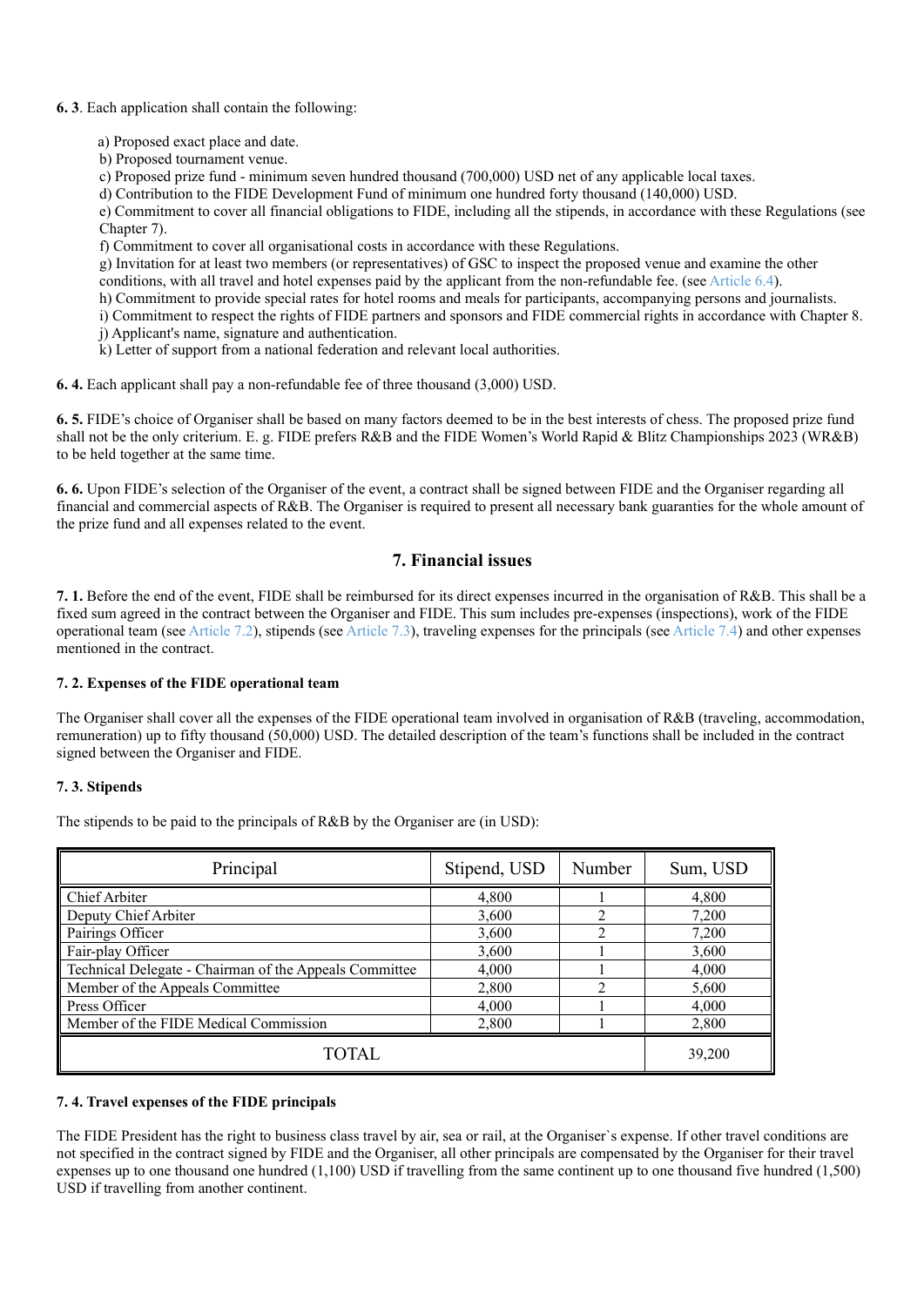**6. 3**. Each application shall contain the following:

a) Proposed exact place and date.
b) Proposed tournament venue.
c) Proposed prize fund - minimum seven hundred thousand (700,000) USD net of any applicable local taxes.
d) Contribution to the FIDE Development Fund of minimum one hundred forty thousand (140,000) USD.
e) Commitment to cover all financial obligations to FIDE, including all the stipends, in accordance with these Regulations (see Chapter 7).
f) Commitment to cover all organisational costs in accordance with these Regulations.
g) Invitation for at least two members (or representatives) of GSC to inspect the proposed venue and examine the other conditions, with all travel and hotel expenses paid by the applicant from the non-refundable fee. (see Article 6.4).
h) Commitment to provide special rates for hotel rooms and meals for participants, accompanying persons and journalists.
i) Commitment to respect the rights of FIDE partners and sponsors and FIDE commercial rights in accordance with Chapter 8.
j) Applicant's name, signature and authentication.
k) Letter of support from a national federation and relevant local authorities.

**6. 4.** Each applicant shall pay a non-refundable fee of three thousand (3,000) USD.

**6. 5.** FIDE's choice of Organiser shall be based on many factors deemed to be in the best interests of chess. The proposed prize fund shall not be the only criterium. E. g. FIDE prefers R&B and the FIDE Women's World Rapid & Blitz Championships 2023 (WR&B) to be held together at the same time.

**6. 6.** Upon FIDE's selection of the Organiser of the event, a contract shall be signed between FIDE and the Organiser regarding all financial and commercial aspects of R&B. The Organiser is required to present all necessary bank guaranties for the whole amount of the prize fund and all expenses related to the event.

## 7. Financial issues

**7. 1.** Before the end of the event, FIDE shall be reimbursed for its direct expenses incurred in the organisation of R&B. This shall be a fixed sum agreed in the contract between the Organiser and FIDE. This sum includes pre-expenses (inspections), work of the FIDE operational team (see Article 7.2), stipends (see Article 7.3), traveling expenses for the principals (see Article 7.4) and other expenses mentioned in the contract.

**7. 2. Expenses of the FIDE operational team**

The Organiser shall cover all the expenses of the FIDE operational team involved in organisation of R&B (traveling, accommodation, remuneration) up to fifty thousand (50,000) USD. The detailed description of the team's functions shall be included in the contract signed between the Organiser and FIDE.

**7. 3. Stipends**

The stipends to be paid to the principals of R&B by the Organiser are (in USD):

| Principal | Stipend, USD | Number | Sum, USD |
|---|---|---|---|
| Chief Arbiter | 4,800 | 1 | 4,800 |
| Deputy Chief Arbiter | 3,600 | 2 | 7,200 |
| Pairings Officer | 3,600 | 2 | 7,200 |
| Fair-play Officer | 3,600 | 1 | 3,600 |
| Technical Delegate - Chairman of the Appeals Committee | 4,000 | 1 | 4,000 |
| Member of the Appeals Committee | 2,800 | 2 | 5,600 |
| Press Officer | 4,000 | 1 | 4,000 |
| Member of the FIDE Medical Commission | 2,800 | 1 | 2,800 |
| TOTAL | | | 39,200 |

**7. 4. Travel expenses of the FIDE principals**

The FIDE President has the right to business class travel by air, sea or rail, at the Organiser`s expense. If other travel conditions are not specified in the contract signed by FIDE and the Organiser, all other principals are compensated by the Organiser for their travel expenses up to one thousand one hundred (1,100) USD if travelling from the same continent up to one thousand five hundred (1,500) USD if travelling from another continent.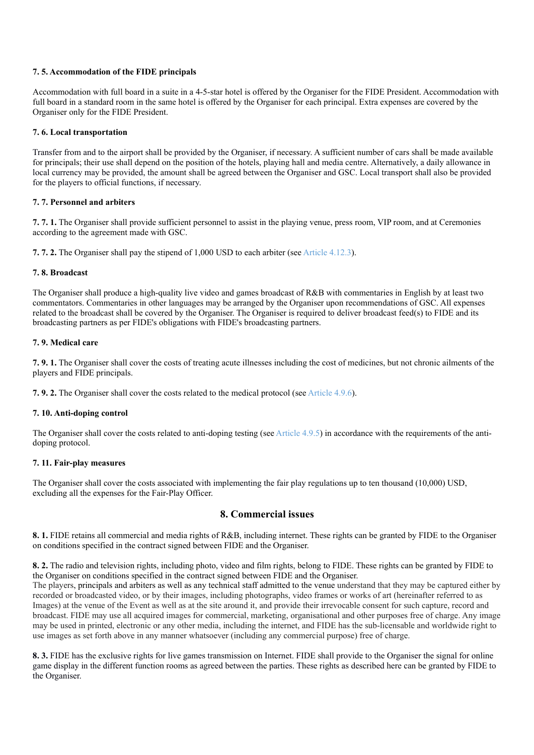#### 7. 5. Accommodation of the FIDE principals

Accommodation with full board in a suite in a 4-5-star hotel is offered by the Organiser for the FIDE President. Accommodation with full board in a standard room in the same hotel is offered by the Organiser for each principal. Extra expenses are covered by the Organiser only for the FIDE President.

#### 7. 6. Local transportation

Transfer from and to the airport shall be provided by the Organiser, if necessary. A sufficient number of cars shall be made available for principals; their use shall depend on the position of the hotels, playing hall and media centre. Alternatively, a daily allowance in local currency may be provided, the amount shall be agreed between the Organiser and GSC. Local transport shall also be provided for the players to official functions, if necessary.

#### 7. 7. Personnel and arbiters

**7. 7. 1.** The Organiser shall provide sufficient personnel to assist in the playing venue, press room, VIP room, and at Ceremonies according to the agreement made with GSC.

**7. 7. 2.** The Organiser shall pay the stipend of 1,000 USD to each arbiter (see Article 4.12.3).

#### 7. 8. Broadcast

The Organiser shall produce a high-quality live video and games broadcast of R&B with commentaries in English by at least two commentators. Commentaries in other languages may be arranged by the Organiser upon recommendations of GSC. All expenses related to the broadcast shall be covered by the Organiser. The Organiser is required to deliver broadcast feed(s) to FIDE and its broadcasting partners as per FIDE's obligations with FIDE's broadcasting partners.

#### 7. 9. Medical care

**7. 9. 1.** The Organiser shall cover the costs of treating acute illnesses including the cost of medicines, but not chronic ailments of the players and FIDE principals.

**7. 9. 2.** The Organiser shall cover the costs related to the medical protocol (see Article 4.9.6).

#### 7. 10. Anti-doping control

The Organiser shall cover the costs related to anti-doping testing (see Article 4.9.5) in accordance with the requirements of the anti-doping protocol.

#### 7. 11. Fair-play measures

The Organiser shall cover the costs associated with implementing the fair play regulations up to ten thousand (10,000) USD, excluding all the expenses for the Fair-Play Officer.

## 8. Commercial issues

**8. 1.** FIDE retains all commercial and media rights of R&B, including internet. These rights can be granted by FIDE to the Organiser on conditions specified in the contract signed between FIDE and the Organiser.

**8. 2.** The radio and television rights, including photo, video and film rights, belong to FIDE. These rights can be granted by FIDE to the Organiser on conditions specified in the contract signed between FIDE and the Organiser.
The players, principals and arbiters as well as any technical staff admitted to the venue understand that they may be captured either by recorded or broadcasted video, or by their images, including photographs, video frames or works of art (hereinafter referred to as Images) at the venue of the Event as well as at the site around it, and provide their irrevocable consent for such capture, record and broadcast. FIDE may use all acquired images for commercial, marketing, organisational and other purposes free of charge. Any image may be used in printed, electronic or any other media, including the internet, and FIDE has the sub-licensable and worldwide right to use images as set forth above in any manner whatsoever (including any commercial purpose) free of charge.

**8. 3.** FIDE has the exclusive rights for live games transmission on Internet. FIDE shall provide to the Organiser the signal for online game display in the different function rooms as agreed between the parties. These rights as described here can be granted by FIDE to the Organiser.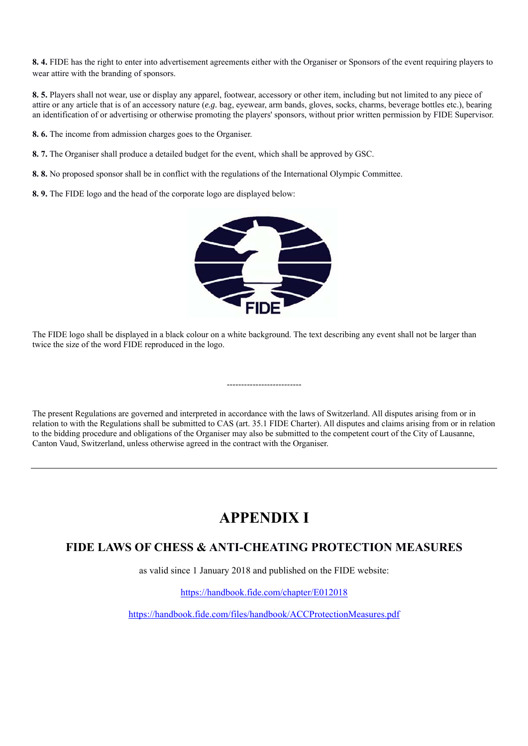**8. 4.** FIDE has the right to enter into advertisement agreements either with the Organiser or Sponsors of the event requiring players to wear attire with the branding of sponsors.

**8. 5.** Players shall not wear, use or display any apparel, footwear, accessory or other item, including but not limited to any piece of attire or any article that is of an accessory nature (*e.g.* bag, eyewear, arm bands, gloves, socks, charms, beverage bottles etc.), bearing an identification of or advertising or otherwise promoting the players' sponsors, without prior written permission by FIDE Supervisor.

**8. 6.** The income from admission charges goes to the Organiser.

**8. 7.** The Organiser shall produce a detailed budget for the event, which shall be approved by GSC.

**8. 8.** No proposed sponsor shall be in conflict with the regulations of the International Olympic Committee.

**8. 9.** The FIDE logo and the head of the corporate logo are displayed below:

FIDE

The FIDE logo shall be displayed in a black colour on a white background. The text describing any event shall not be larger than twice the size of the word FIDE reproduced in the logo.

--------------------------

The present Regulations are governed and interpreted in accordance with the laws of Switzerland. All disputes arising from or in relation to with the Regulations shall be submitted to CAS (art. 35.1 FIDE Charter). All disputes and claims arising from or in relation to the bidding procedure and obligations of the Organiser may also be submitted to the competent court of the City of Lausanne, Canton Vaud, Switzerland, unless otherwise agreed in the contract with the Organiser.

---

# APPENDIX I

## FIDE LAWS OF CHESS & ANTI-CHEATING PROTECTION MEASURES

as valid since 1 January 2018 and published on the FIDE website:

https://handbook.fide.com/chapter/E012018

https://handbook.fide.com/files/handbook/ACCProtectionMeasures.pdf